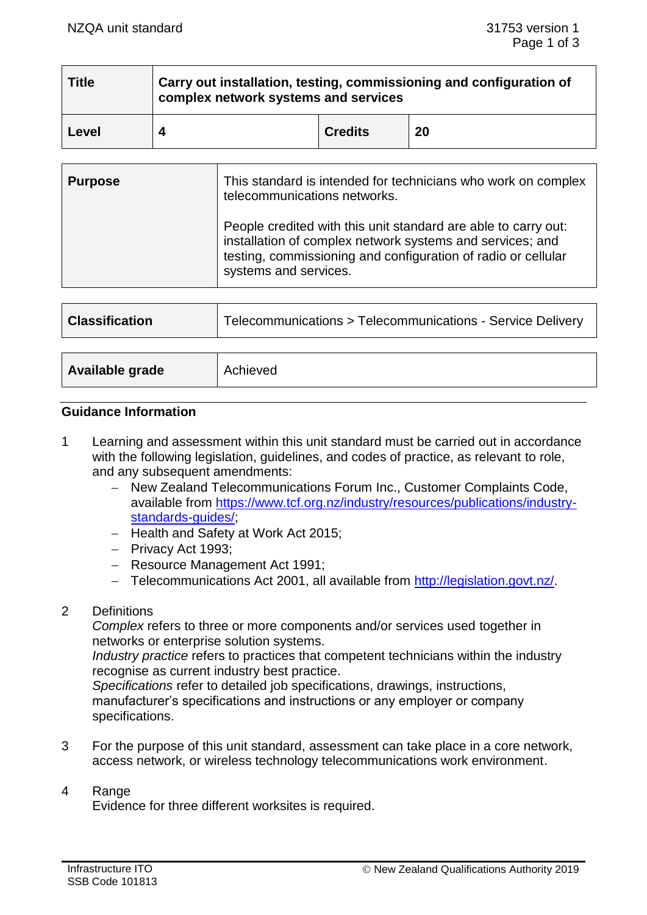| Title | Carry out installation, testing, commissioning and configuration of complex network systems and services | | |
|---|---|---|---|
| **Level** | **4** | **Credits** | **20** |

| Purpose | This standard is intended for technicians who work on complex telecommunications networks. People credited with this unit standard are able to carry out: installation of complex network systems and services; and testing, commissioning and configuration of radio or cellular systems and services. |
|---|---|

| Classification | Telecommunications > Telecommunications - Service Delivery |
|---|---|

| Available grade | Achieved |
|---|---|

## Guidance Information

1. Learning and assessment within this unit standard must be carried out in accordance with the following legislation, guidelines, and codes of practice, as relevant to role, and any subsequent amendments:
   - New Zealand Telecommunications Forum Inc., Customer Complaints Code, available from https://www.tcf.org.nz/industry/resources/publications/industry-standards-guides/;
   - Health and Safety at Work Act 2015;
   - Privacy Act 1993;
   - Resource Management Act 1991;
   - Telecommunications Act 2001, all available from http://legislation.govt.nz/.

2. Definitions
   *Complex* refers to three or more components and/or services used together in networks or enterprise solution systems.
   *Industry practice* refers to practices that competent technicians within the industry recognise as current industry best practice.
   *Specifications* refer to detailed job specifications, drawings, instructions, manufacturer's specifications and instructions or any employer or company specifications.

3. For the purpose of this unit standard, assessment can take place in a core network, access network, or wireless technology telecommunications work environment.

4. Range
   Evidence for three different worksites is required.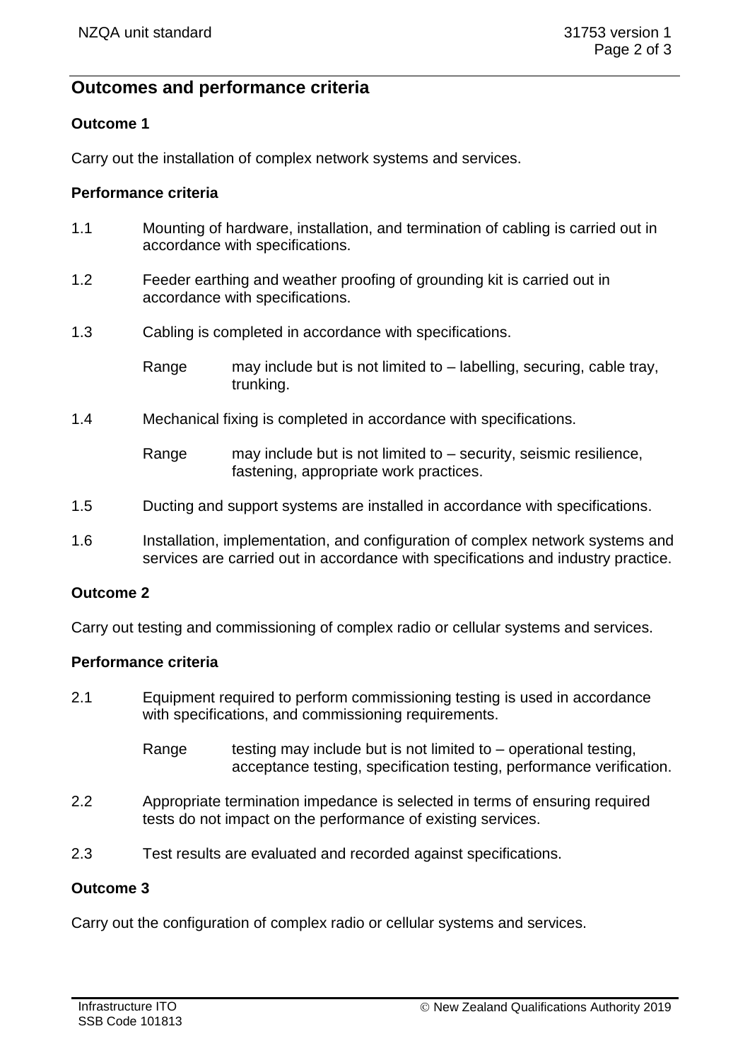## Outcomes and performance criteria

### Outcome 1

Carry out the installation of complex network systems and services.

#### Performance criteria

1.1 Mounting of hardware, installation, and termination of cabling is carried out in accordance with specifications.

1.2 Feeder earthing and weather proofing of grounding kit is carried out in accordance with specifications.

1.3 Cabling is completed in accordance with specifications.

Range may include but is not limited to – labelling, securing, cable tray, trunking.

1.4 Mechanical fixing is completed in accordance with specifications.

Range may include but is not limited to – security, seismic resilience, fastening, appropriate work practices.

1.5 Ducting and support systems are installed in accordance with specifications.

1.6 Installation, implementation, and configuration of complex network systems and services are carried out in accordance with specifications and industry practice.

### Outcome 2

Carry out testing and commissioning of complex radio or cellular systems and services.

#### Performance criteria

2.1 Equipment required to perform commissioning testing is used in accordance with specifications, and commissioning requirements.

Range testing may include but is not limited to – operational testing, acceptance testing, specification testing, performance verification.

2.2 Appropriate termination impedance is selected in terms of ensuring required tests do not impact on the performance of existing services.

2.3 Test results are evaluated and recorded against specifications.

### Outcome 3

Carry out the configuration of complex radio or cellular systems and services.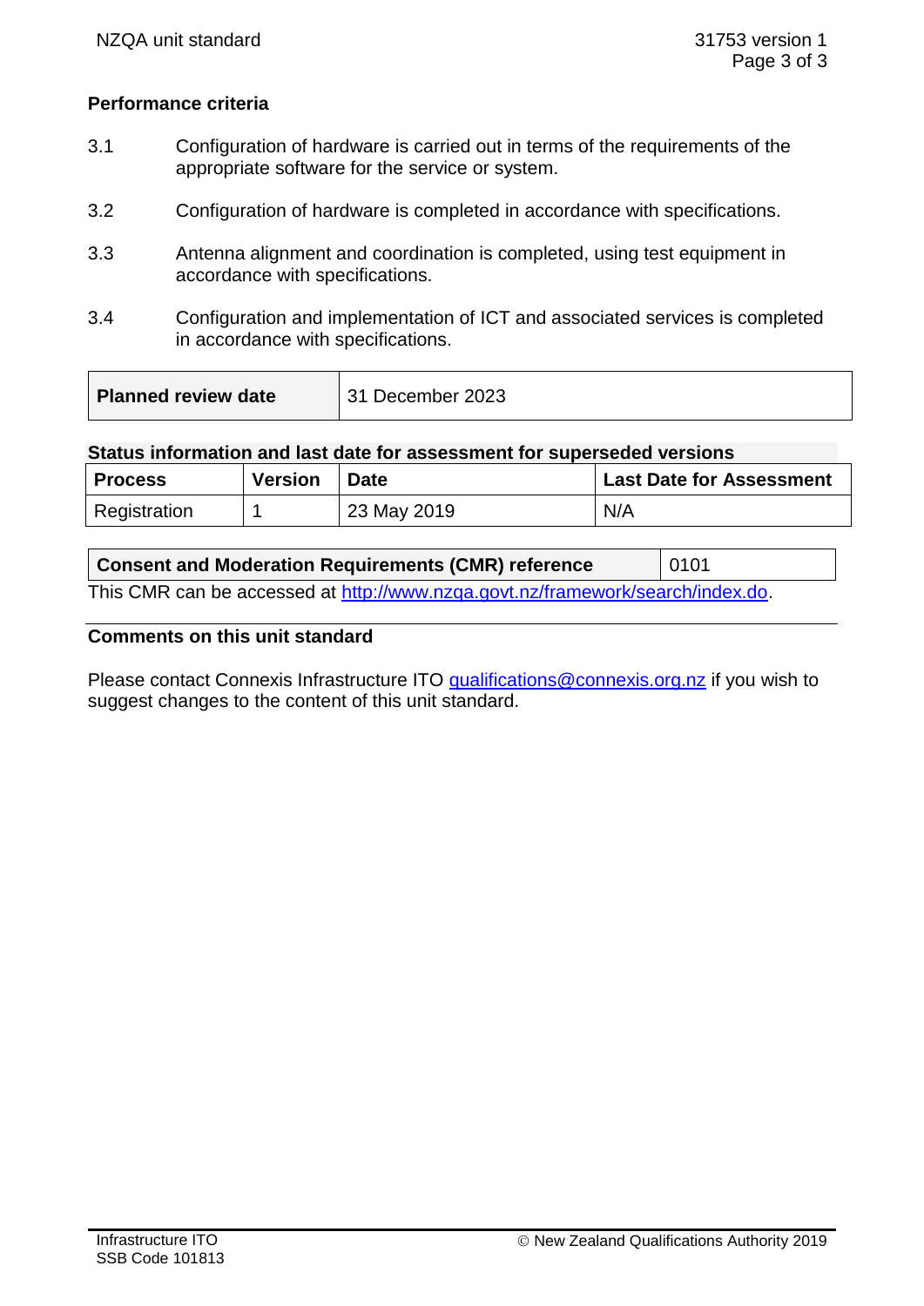**Performance criteria**

3.1 Configuration of hardware is carried out in terms of the requirements of the appropriate software for the service or system.

3.2 Configuration of hardware is completed in accordance with specifications.

3.3 Antenna alignment and coordination is completed, using test equipment in accordance with specifications.

3.4 Configuration and implementation of ICT and associated services is completed in accordance with specifications.

| | |
|---|---|
| **Planned review date** | 31 December 2023 |

**Status information and last date for assessment for superseded versions**

| Process | Version | Date | Last Date for Assessment |
|---|---|---|---|
| Registration | 1 | 23 May 2019 | N/A |

| | |
|---|---|
| **Consent and Moderation Requirements (CMR) reference** | 0101 |

This CMR can be accessed at http://www.nzqa.govt.nz/framework/search/index.do.

**Comments on this unit standard**

Please contact Connexis Infrastructure ITO qualifications@connexis.org.nz if you wish to suggest changes to the content of this unit standard.